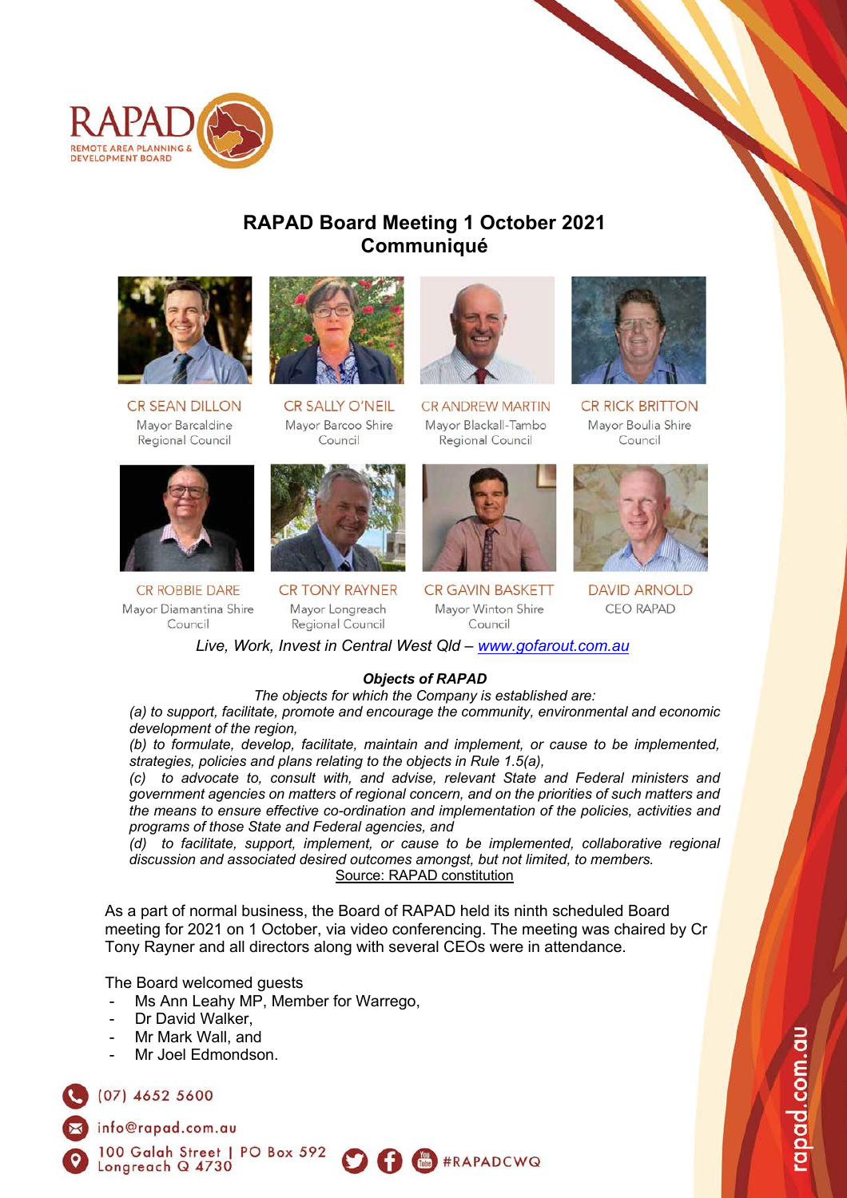RAPAD
REMOTE AREA PLANNING & DEVELOPMENT BOARD

# RAPAD Board Meeting 1 October 2021 Communiqué

CR SEAN DILLON
Mayor Barcaldine Regional Council

CR SALLY O'NEIL
Mayor Barcoo Shire Council

CR ANDREW MARTIN
Mayor Blackall-Tambo Regional Council

CR RICK BRITTON
Mayor Boulia Shire Council

CR ROBBIE DARE
Mayor Diamantina Shire Council

CR TONY RAYNER
Mayor Longreach Regional Council

CR GAVIN BASKETT
Mayor Winton Shire Council

DAVID ARNOLD
CEO RAPAD

*Live, Work, Invest in Central West Qld – www.gofarout.com.au*

***Objects of RAPAD***

*The objects for which the Company is established are:*

*(a) to support, facilitate, promote and encourage the community, environmental and economic development of the region,*

*(b) to formulate, develop, facilitate, maintain and implement, or cause to be implemented, strategies, policies and plans relating to the objects in Rule 1.5(a),*

*(c) to advocate to, consult with, and advise, relevant State and Federal ministers and government agencies on matters of regional concern, and on the priorities of such matters and the means to ensure effective co-ordination and implementation of the policies, activities and programs of those State and Federal agencies, and*

*(d) to facilitate, support, implement, or cause to be implemented, collaborative regional discussion and associated desired outcomes amongst, but not limited, to members.*

Source: RAPAD constitution

As a part of normal business, the Board of RAPAD held its ninth scheduled Board meeting for 2021 on 1 October, via video conferencing. The meeting was chaired by Cr Tony Rayner and all directors along with several CEOs were in attendance.

The Board welcomed guests

- Ms Ann Leahy MP, Member for Warrego,
- Dr David Walker,
- Mr Mark Wall, and
- Mr Joel Edmondson.

(07) 4652 5600
info@rapad.com.au
100 Galah Street | PO Box 592 Longreach Q 4730
#RAPADCWQ
rapad.com.au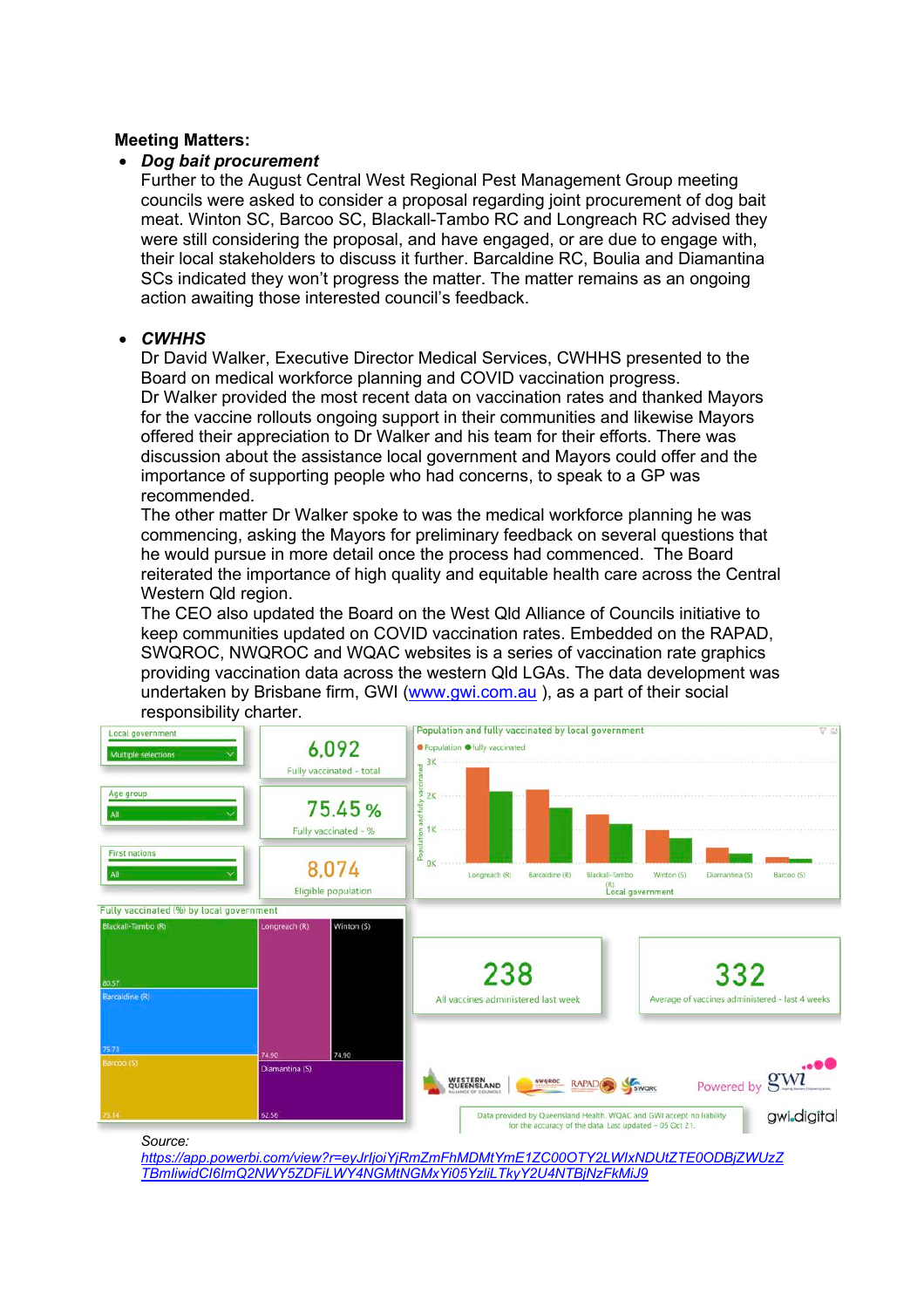**Meeting Matters:**

- ***Dog bait procurement***
  Further to the August Central West Regional Pest Management Group meeting councils were asked to consider a proposal regarding joint procurement of dog bait meat. Winton SC, Barcoo SC, Blackall-Tambo RC and Longreach RC advised they were still considering the proposal, and have engaged, or are due to engage with, their local stakeholders to discuss it further. Barcaldine RC, Boulia and Diamantina SCs indicated they won't progress the matter. The matter remains as an ongoing action awaiting those interested council's feedback.

- ***CWHHS***
  Dr David Walker, Executive Director Medical Services, CWHHS presented to the Board on medical workforce planning and COVID vaccination progress.
  Dr Walker provided the most recent data on vaccination rates and thanked Mayors for the vaccine rollouts ongoing support in their communities and likewise Mayors offered their appreciation to Dr Walker and his team for their efforts. There was discussion about the assistance local government and Mayors could offer and the importance of supporting people who had concerns, to speak to a GP was recommended.
  The other matter Dr Walker spoke to was the medical workforce planning he was commencing, asking the Mayors for preliminary feedback on several questions that he would pursue in more detail once the process had commenced. The Board reiterated the importance of high quality and equitable health care across the Central Western Qld region.
  The CEO also updated the Board on the West Qld Alliance of Councils initiative to keep communities updated on COVID vaccination rates. Embedded on the RAPAD, SWQROC, NWQROC and WQAC websites is a series of vaccination rate graphics providing vaccination data across the western Qld LGAs. The data development was undertaken by Brisbane firm, GWI ([www.gwi.com.au](http://www.gwi.com.au) ), as a part of their social responsibility charter.

Source:
[https://app.powerbi.com/view?r=eyJrIjoiYjRmZmFhMDMtYmE1ZC00OTY2LWIxNDUtZTE0ODBjZWUzZTBmIiwidCI6ImQ2NWY5ZDFiLWY4NGMtNGMxYi05YzliLTkyY2U4NTBjNzFkMiJ9](https://app.powerbi.com/view?r=eyJrIjoiYjRmZmFhMDMtYmE1ZC00OTY2LWIxNDUtZTE0ODBjZWUzZTBmIiwidCI6ImQ2NWY5ZDFiLWY4NGMtNGMxYi05YzliLTkyY2U4NTBjNzFkMiJ9)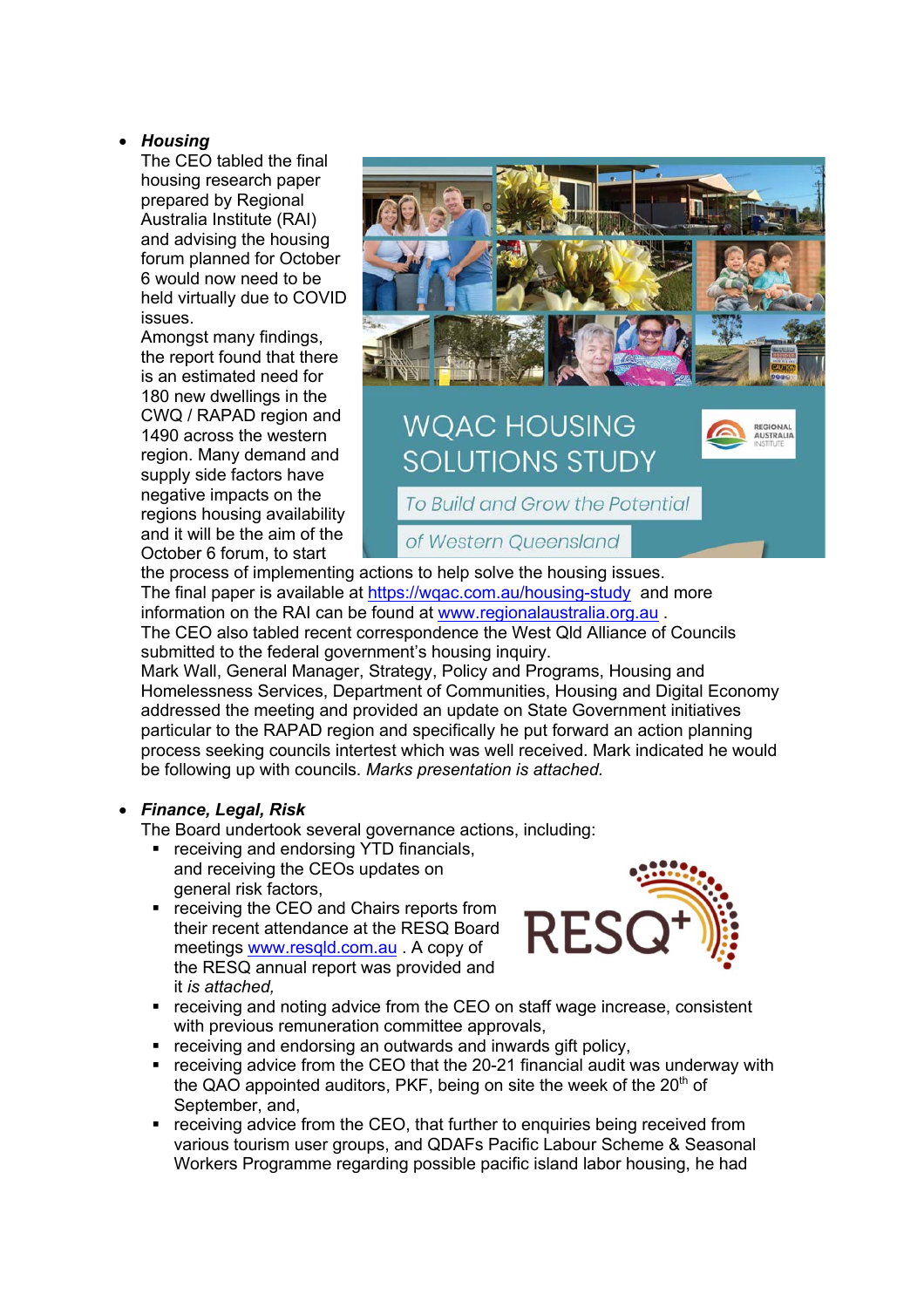- ***Housing***
  The CEO tabled the final housing research paper prepared by Regional Australia Institute (RAI) and advising the housing forum planned for October 6 would now need to be held virtually due to COVID issues.
  Amongst many findings, the report found that there is an estimated need for 180 new dwellings in the CWQ / RAPAD region and 1490 across the western region. Many demand and supply side factors have negative impacts on the regions housing availability and it will be the aim of the October 6 forum, to start the process of implementing actions to help solve the housing issues.
  The final paper is available at https://wqac.com.au/housing-study and more information on the RAI can be found at www.regionalaustralia.org.au .
  The CEO also tabled recent correspondence the West Qld Alliance of Councils submitted to the federal government's housing inquiry.
  Mark Wall, General Manager, Strategy, Policy and Programs, Housing and Homelessness Services, Department of Communities, Housing and Digital Economy addressed the meeting and provided an update on State Government initiatives particular to the RAPAD region and specifically he put forward an action planning process seeking councils intertest which was well received. Mark indicated he would be following up with councils. *Marks presentation is attached.*

- ***Finance, Legal, Risk***
  The Board undertook several governance actions, including:
  - receiving and endorsing YTD financials, and receiving the CEOs updates on general risk factors,
  - receiving the CEO and Chairs reports from their recent attendance at the RESQ Board meetings www.resqld.com.au . A copy of the RESQ annual report was provided and it *is attached,*
  - receiving and noting advice from the CEO on staff wage increase, consistent with previous remuneration committee approvals,
  - receiving and endorsing an outwards and inwards gift policy,
  - receiving advice from the CEO that the 20-21 financial audit was underway with the QAO appointed auditors, PKF, being on site the week of the 20th of September, and,
  - receiving advice from the CEO, that further to enquiries being received from various tourism user groups, and QDAFs Pacific Labour Scheme & Seasonal Workers Programme regarding possible pacific island labor housing, he had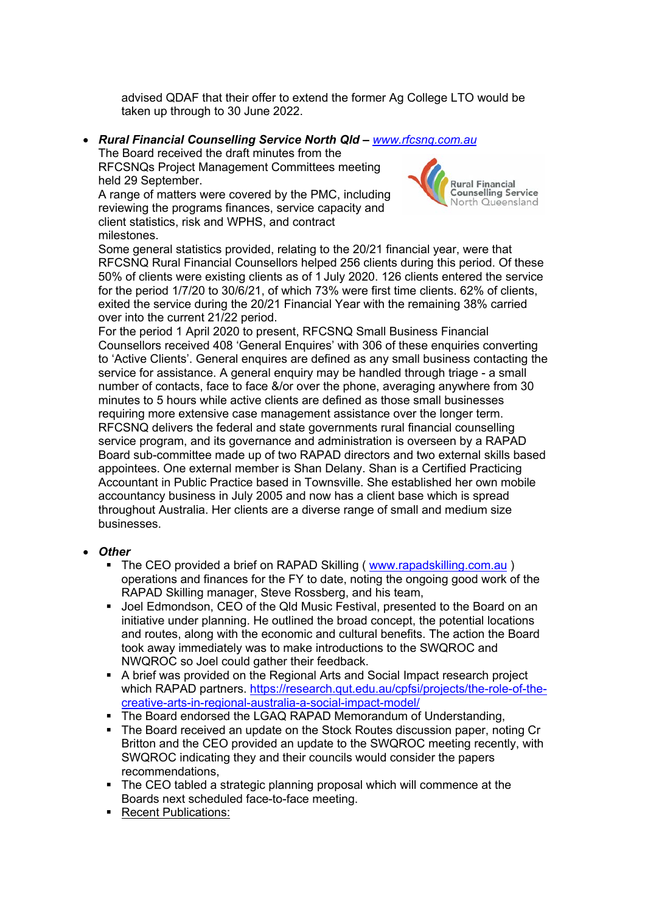advised QDAF that their offer to extend the former Ag College LTO would be taken up through to 30 June 2022.

- ***Rural Financial Counselling Service North Qld*** – [www.rfcsnq.com.au](www.rfcsnq.com.au)
  The Board received the draft minutes from the RFCSNQs Project Management Committees meeting held 29 September.
  A range of matters were covered by the PMC, including reviewing the programs finances, service capacity and client statistics, risk and WPHS, and contract milestones.
  Some general statistics provided, relating to the 20/21 financial year, were that RFCSNQ Rural Financial Counsellors helped 256 clients during this period. Of these 50% of clients were existing clients as of 1 July 2020. 126 clients entered the service for the period 1/7/20 to 30/6/21, of which 73% were first time clients. 62% of clients, exited the service during the 20/21 Financial Year with the remaining 38% carried over into the current 21/22 period.
  For the period 1 April 2020 to present, RFCSNQ Small Business Financial Counsellors received 408 'General Enquires' with 306 of these enquiries converting to 'Active Clients'. General enquires are defined as any small business contacting the service for assistance. A general enquiry may be handled through triage - a small number of contacts, face to face &/or over the phone, averaging anywhere from 30 minutes to 5 hours while active clients are defined as those small businesses requiring more extensive case management assistance over the longer term.
  RFCSNQ delivers the federal and state governments rural financial counselling service program, and its governance and administration is overseen by a RAPAD Board sub-committee made up of two RAPAD directors and two external skills based appointees. One external member is Shan Delany. Shan is a Certified Practicing Accountant in Public Practice based in Townsville. She established her own mobile accountancy business in July 2005 and now has a client base which is spread throughout Australia. Her clients are a diverse range of small and medium size businesses.

- ***Other***
  - The CEO provided a brief on RAPAD Skilling ( [www.rapadskilling.com.au](www.rapadskilling.com.au) ) operations and finances for the FY to date, noting the ongoing good work of the RAPAD Skilling manager, Steve Rossberg, and his team,
  - Joel Edmondson, CEO of the Qld Music Festival, presented to the Board on an initiative under planning. He outlined the broad concept, the potential locations and routes, along with the economic and cultural benefits. The action the Board took away immediately was to make introductions to the SWQROC and NWQROC so Joel could gather their feedback.
  - A brief was provided on the Regional Arts and Social Impact research project which RAPAD partners. [https://research.qut.edu.au/cpfsi/projects/the-role-of-the-creative-arts-in-regional-australia-a-social-impact-model/](https://research.qut.edu.au/cpfsi/projects/the-role-of-the-creative-arts-in-regional-australia-a-social-impact-model/)
  - The Board endorsed the LGAQ RAPAD Memorandum of Understanding,
  - The Board received an update on the Stock Routes discussion paper, noting Cr Britton and the CEO provided an update to the SWQROC meeting recently, with SWQROC indicating they and their councils would consider the papers recommendations,
  - The CEO tabled a strategic planning proposal which will commence at the Boards next scheduled face-to-face meeting.
  - Recent Publications: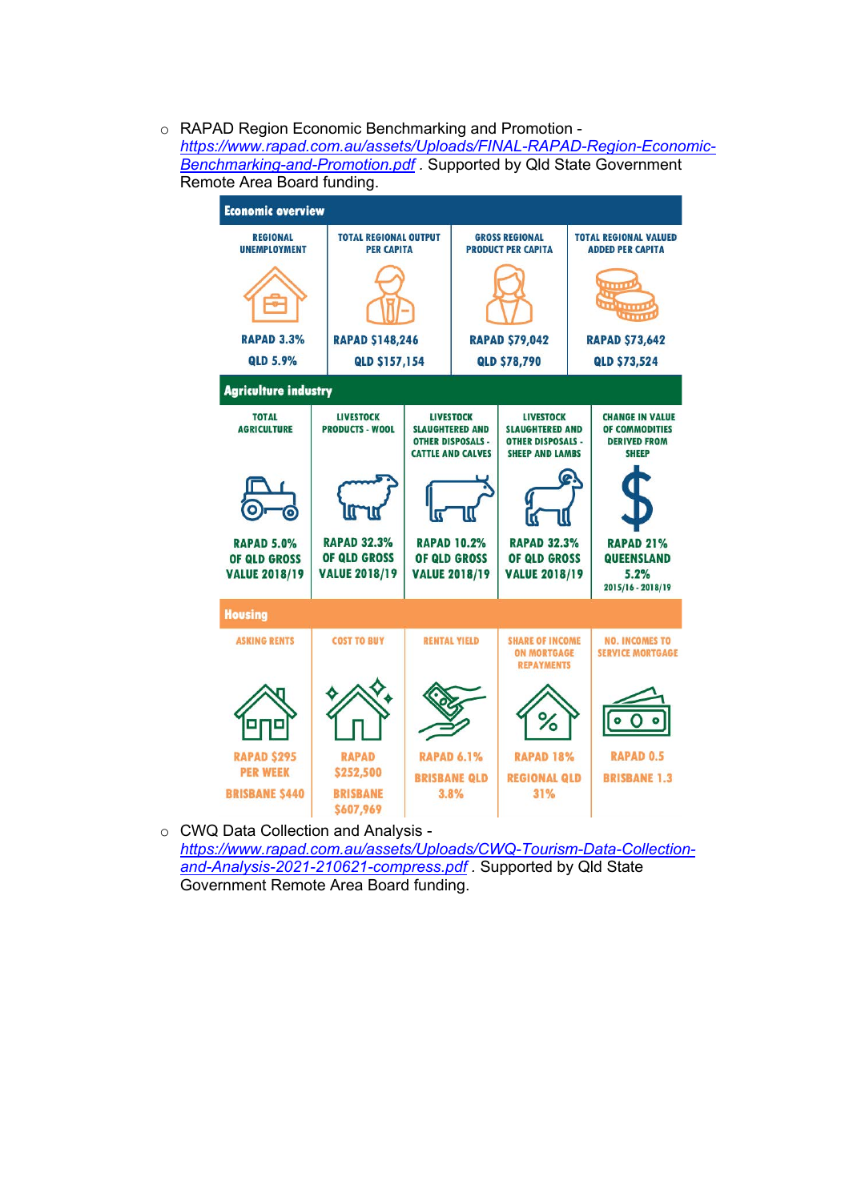- RAPAD Region Economic Benchmarking and Promotion - [https://www.rapad.com.au/assets/Uploads/FINAL-RAPAD-Region-Economic-Benchmarking-and-Promotion.pdf](https://www.rapad.com.au/assets/Uploads/FINAL-RAPAD-Region-Economic-Benchmarking-and-Promotion.pdf) . Supported by Qld State Government Remote Area Board funding.

**Economic overview**

| REGIONAL UNEMPLOYMENT | TOTAL REGIONAL OUTPUT PER CAPITA | GROSS REGIONAL PRODUCT PER CAPITA | TOTAL REGIONAL VALUED ADDED PER CAPITA |
|---|---|---|---|
| RAPAD 3.3% | RAPAD $148,246 | RAPAD $79,042 | RAPAD $73,642 |
| QLD 5.9% | QLD $157,154 | QLD $78,790 | QLD $73,524 |

**Agriculture industry**

| TOTAL AGRICULTURE | LIVESTOCK PRODUCTS - WOOL | LIVESTOCK SLAUGHTERED AND OTHER DISPOSALS - CATTLE AND CALVES | LIVESTOCK SLAUGHTERED AND OTHER DISPOSALS - SHEEP AND LAMBS | CHANGE IN VALUE OF COMMODITIES DERIVED FROM SHEEP |
|---|---|---|---|---|
| RAPAD 5.0% OF QLD GROSS VALUE 2018/19 | RAPAD 32.3% OF QLD GROSS VALUE 2018/19 | RAPAD 10.2% OF QLD GROSS VALUE 2018/19 | RAPAD 32.3% OF QLD GROSS VALUE 2018/19 | RAPAD 21% QUEENSLAND 5.2% 2015/16 - 2018/19 |

**Housing**

| ASKING RENTS | COST TO BUY | RENTAL YIELD | SHARE OF INCOME ON MORTGAGE REPAYMENTS | NO. INCOMES TO SERVICE MORTGAGE |
|---|---|---|---|---|
| RAPAD $295 PER WEEK | RAPAD $252,500 | RAPAD 6.1% | RAPAD 18% | RAPAD 0.5 |
| BRISBANE $440 | BRISBANE $607,969 | BRISBANE QLD 3.8% | REGIONAL QLD 31% | BRISBANE 1.3 |

- CWQ Data Collection and Analysis - [https://www.rapad.com.au/assets/Uploads/CWQ-Tourism-Data-Collection-and-Analysis-2021-210621-compress.pdf](https://www.rapad.com.au/assets/Uploads/CWQ-Tourism-Data-Collection-and-Analysis-2021-210621-compress.pdf) . Supported by Qld State Government Remote Area Board funding.